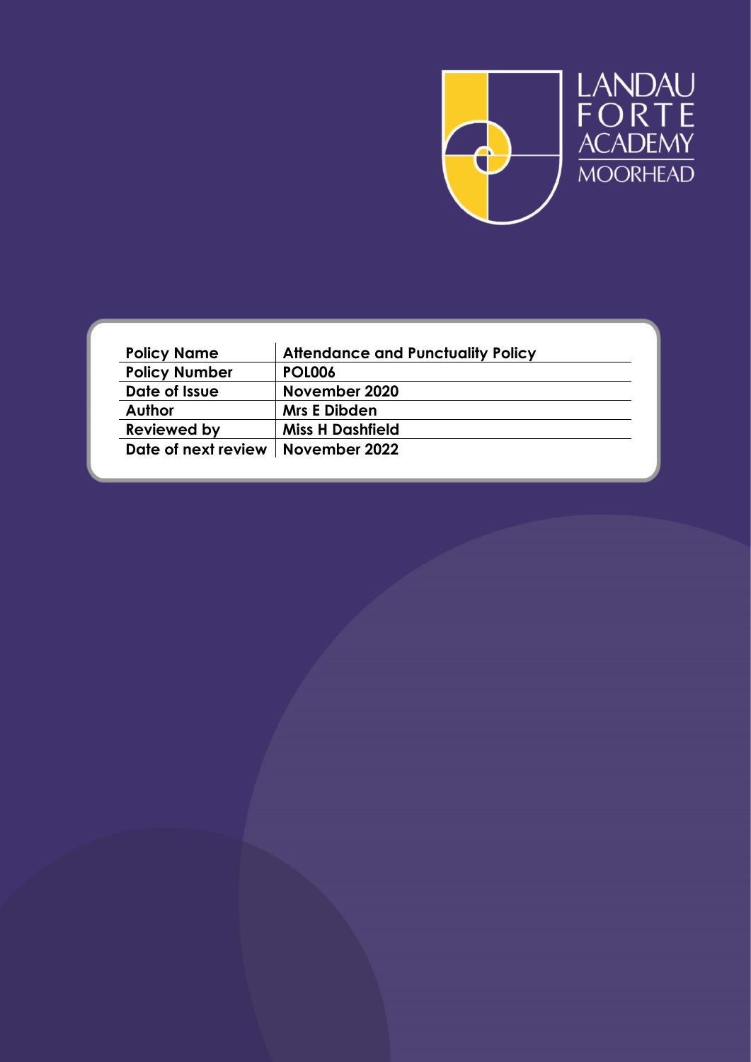LANDAU FORTE ACADEMY MOOREHEAD

| Policy Name | Attendance and Punctuality Policy |
| --- | --- |
| Policy Number | POL006 |
| Date of Issue | November 2020 |
| Author | Mrs E Dibden |
| Reviewed by | Miss H Dashfield |
| Date of next review | November 2022 |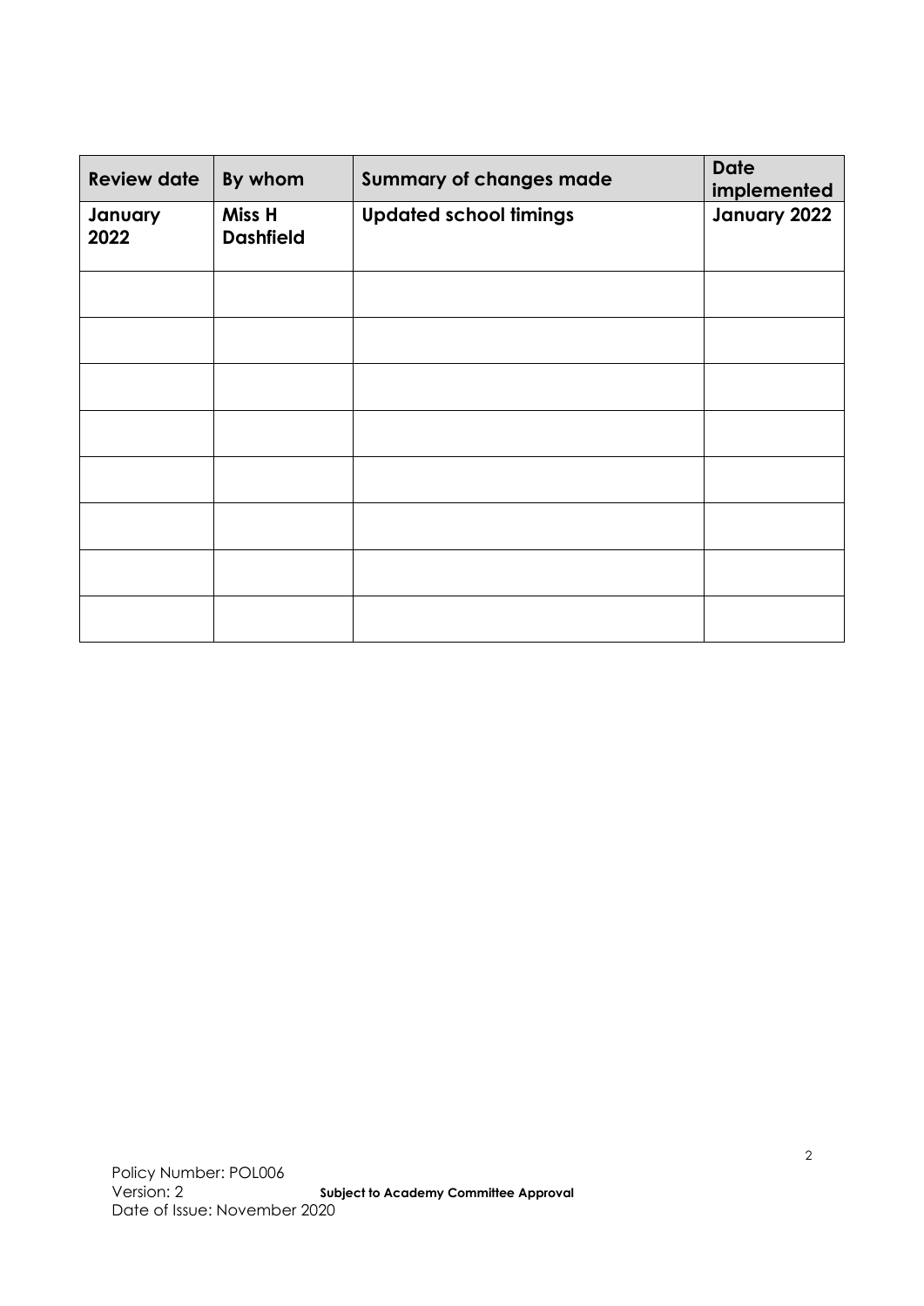| Review date | By whom | Summary of changes made | Date implemented |
|---|---|---|---|
| **January 2022** | **Miss H Dashfield** | **Updated school timings** | **January 2022** |
| | | | |
| | | | |
| | | | |
| | | | |
| | | | |
| | | | |
| | | | |
| | | | |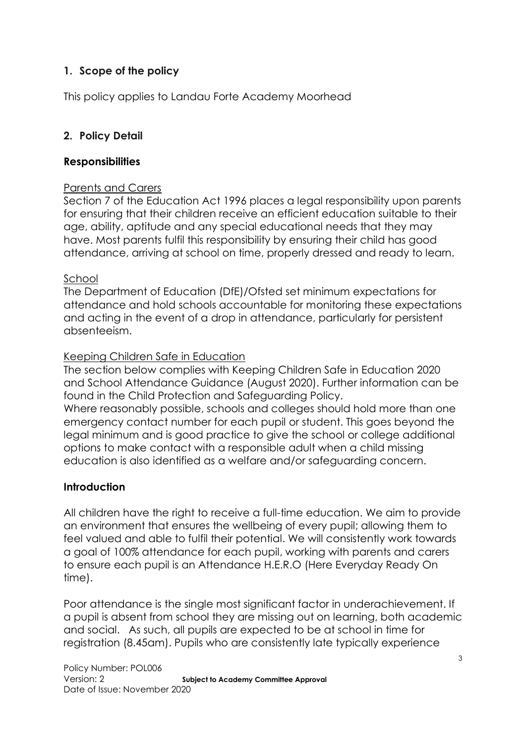## 1. Scope of the policy

This policy applies to Landau Forte Academy Moorhead

## 2. Policy Detail

### Responsibilities

Parents and Carers

Section 7 of the Education Act 1996 places a legal responsibility upon parents for ensuring that their children receive an efficient education suitable to their age, ability, aptitude and any special educational needs that they may have. Most parents fulfil this responsibility by ensuring their child has good attendance, arriving at school on time, properly dressed and ready to learn.

School

The Department of Education (DfE)/Ofsted set minimum expectations for attendance and hold schools accountable for monitoring these expectations and acting in the event of a drop in attendance, particularly for persistent absenteeism.

Keeping Children Safe in Education

The section below complies with Keeping Children Safe in Education 2020 and School Attendance Guidance (August 2020). Further information can be found in the Child Protection and Safeguarding Policy.

Where reasonably possible, schools and colleges should hold more than one emergency contact number for each pupil or student. This goes beyond the legal minimum and is good practice to give the school or college additional options to make contact with a responsible adult when a child missing education is also identified as a welfare and/or safeguarding concern.

### Introduction

All children have the right to receive a full-time education. We aim to provide an environment that ensures the wellbeing of every pupil; allowing them to feel valued and able to fulfil their potential. We will consistently work towards a goal of 100% attendance for each pupil, working with parents and carers to ensure each pupil is an Attendance H.E.R.O (Here Everyday Ready On time).

Poor attendance is the single most significant factor in underachievement. If a pupil is absent from school they are missing out on learning, both academic and social. As such, all pupils are expected to be at school in time for registration (8.45am). Pupils who are consistently late typically experience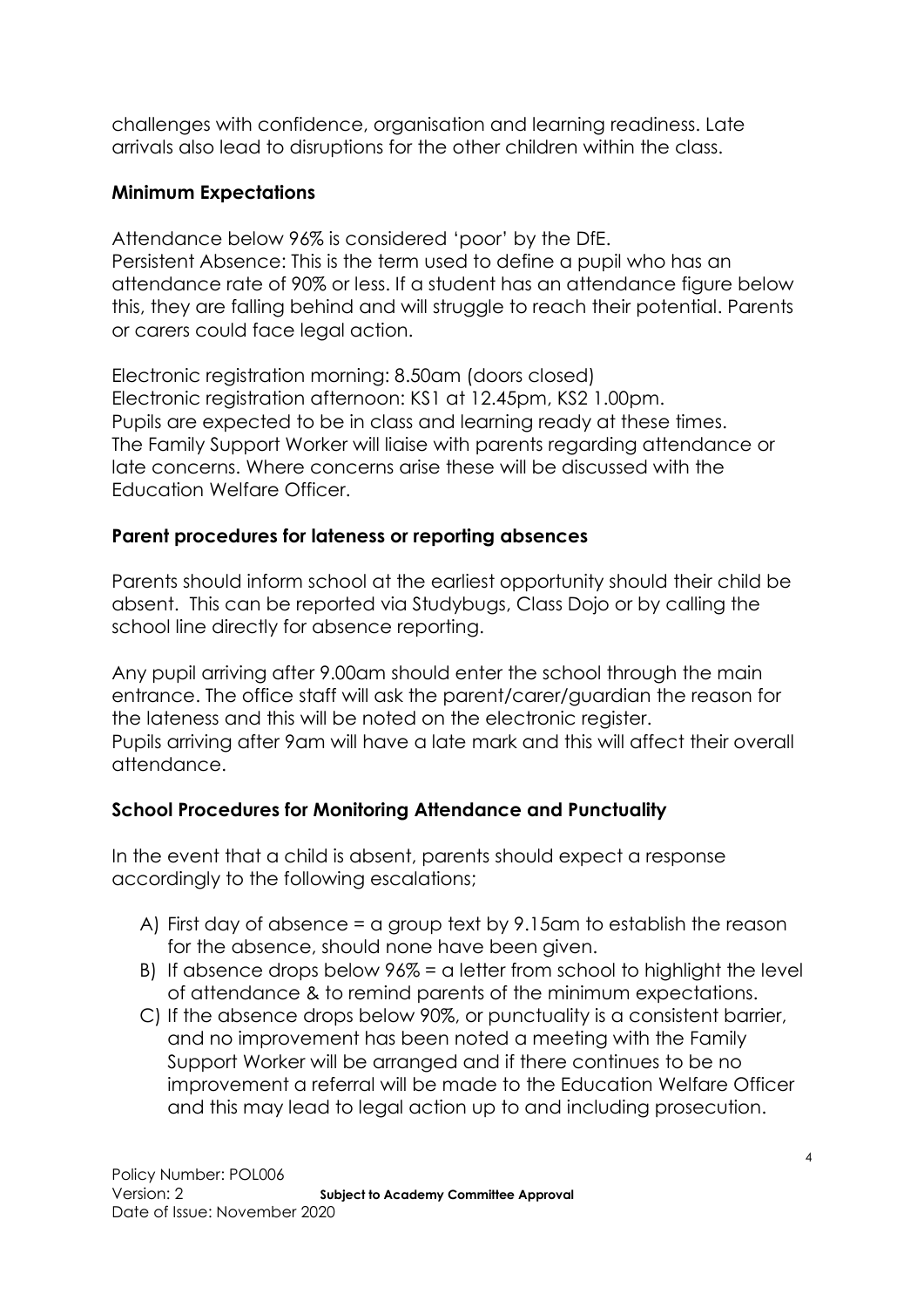challenges with confidence, organisation and learning readiness. Late arrivals also lead to disruptions for the other children within the class.

**Minimum Expectations**

Attendance below 96% is considered 'poor' by the DfE.
Persistent Absence: This is the term used to define a pupil who has an attendance rate of 90% or less. If a student has an attendance figure below this, they are falling behind and will struggle to reach their potential. Parents or carers could face legal action.

Electronic registration morning: 8.50am (doors closed)
Electronic registration afternoon: KS1 at 12.45pm, KS2 1.00pm.
Pupils are expected to be in class and learning ready at these times.
The Family Support Worker will liaise with parents regarding attendance or late concerns. Where concerns arise these will be discussed with the Education Welfare Officer.

**Parent procedures for lateness or reporting absences**

Parents should inform school at the earliest opportunity should their child be absent. This can be reported via Studybugs, Class Dojo or by calling the school line directly for absence reporting.

Any pupil arriving after 9.00am should enter the school through the main entrance. The office staff will ask the parent/carer/guardian the reason for the lateness and this will be noted on the electronic register.
Pupils arriving after 9am will have a late mark and this will affect their overall attendance.

**School Procedures for Monitoring Attendance and Punctuality**

In the event that a child is absent, parents should expect a response accordingly to the following escalations;

A) First day of absence = a group text by 9.15am to establish the reason for the absence, should none have been given.
B) If absence drops below 96% = a letter from school to highlight the level of attendance & to remind parents of the minimum expectations.
C) If the absence drops below 90%, or punctuality is a consistent barrier, and no improvement has been noted a meeting with the Family Support Worker will be arranged and if there continues to be no improvement a referral will be made to the Education Welfare Officer and this may lead to legal action up to and including prosecution.

Policy Number: POL006
Version: 2 **Subject to Academy Committee Approval**
Date of Issue: November 2020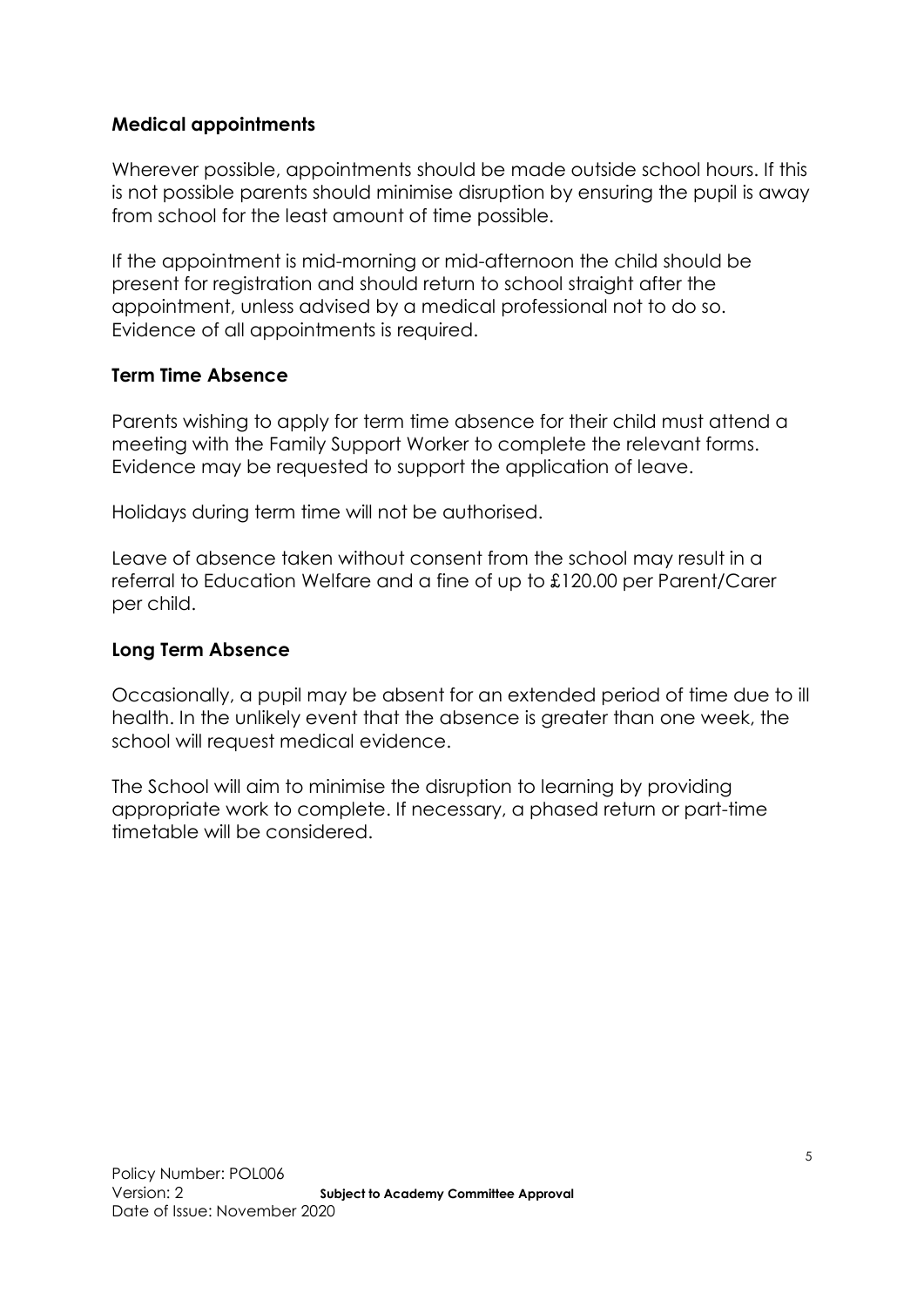### Medical appointments

Wherever possible, appointments should be made outside school hours. If this is not possible parents should minimise disruption by ensuring the pupil is away from school for the least amount of time possible.

If the appointment is mid-morning or mid-afternoon the child should be present for registration and should return to school straight after the appointment, unless advised by a medical professional not to do so. Evidence of all appointments is required.

### Term Time Absence

Parents wishing to apply for term time absence for their child must attend a meeting with the Family Support Worker to complete the relevant forms. Evidence may be requested to support the application of leave.

Holidays during term time will not be authorised.

Leave of absence taken without consent from the school may result in a referral to Education Welfare and a fine of up to £120.00 per Parent/Carer per child.

### Long Term Absence

Occasionally, a pupil may be absent for an extended period of time due to ill health. In the unlikely event that the absence is greater than one week, the school will request medical evidence.

The School will aim to minimise the disruption to learning by providing appropriate work to complete. If necessary, a phased return or part-time timetable will be considered.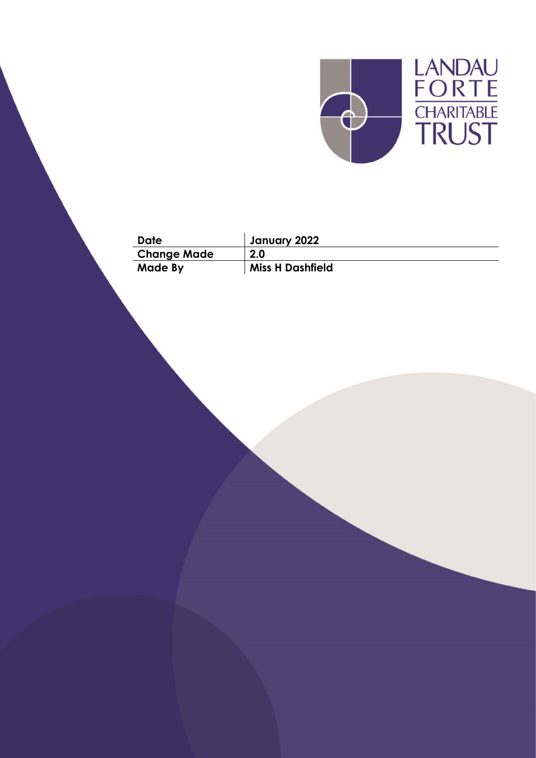LANDAU FORTE CHARITABLE TRUST

| | |
|---|---|
| **Date** | **January 2022** |
| **Change Made** | **2.0** |
| **Made By** | **Miss H Dashfield** |